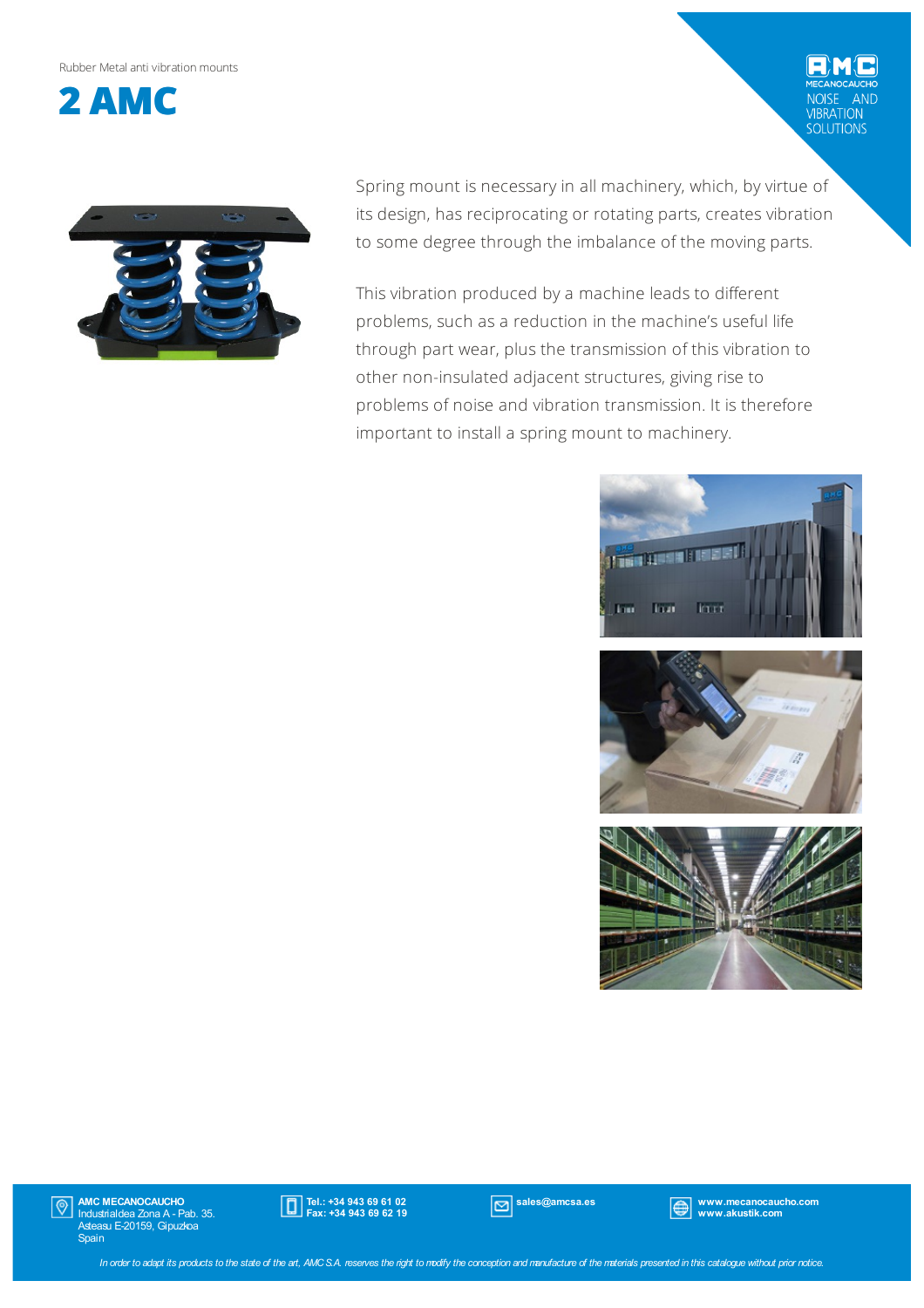Rubber Metal anti vibration mounts

# 2 AMC

Spring mount is necessary in all machinery, which, by virtue of its design, has reciprocating or rotating parts, creates vibration to some degree through the imbalance of the moving parts.

This vibration produced by a machine leads to different problems, such as a reduction in the machine's useful life through part wear, plus the transmission of this vibration to other non-insulated adjacent structures, giving rise to problems of noise and vibration transmission. It is therefore important to install a spring mount to machinery.

**AMC MECANOCAUCHO**
Industrialdea Zona A - Pab. 35.
Asteasu E-20159, Gipuzkoa
Spain

**Tel.: +34 943 69 61 02**
**Fax: +34 943 69 62 19**

**sales@amcsa.es**

**www.mecanocaucho.com**
**www.akustik.com**

*In order to adapt its products to the state of the art, AMC S.A. reserves the right to modify the conception and manufacture of the materials presented in this catalogue without prior notice.*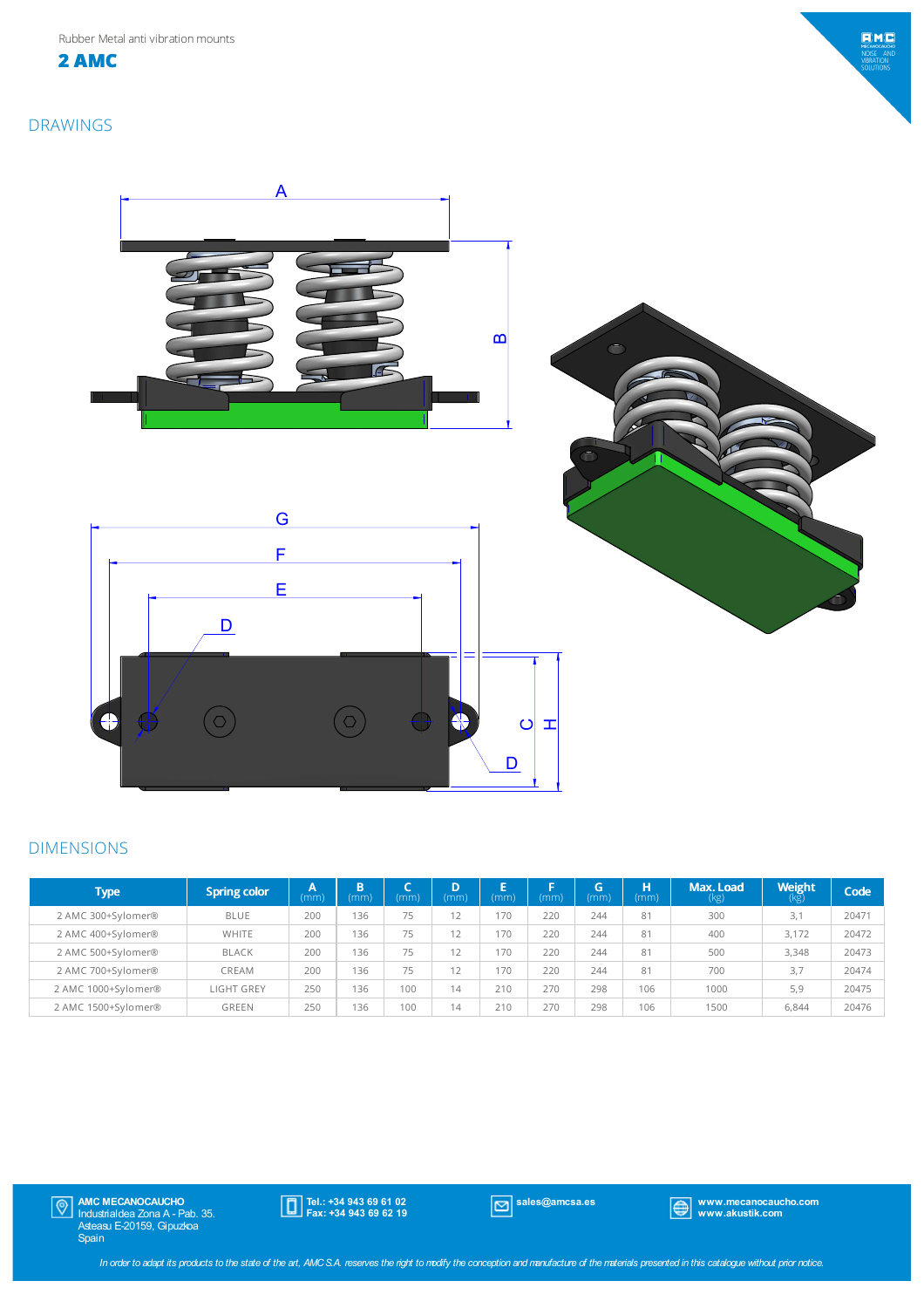Rubber Metal anti vibration mounts

# 2 AMC

## DRAWINGS

## DIMENSIONS

| Type | Spring color | A (mm) | B (mm) | C (mm) | D (mm) | E (mm) | F (mm) | G (mm) | H (mm) | Max. Load (kg) | Weight (kg) | Code |
|---|---|---|---|---|---|---|---|---|---|---|---|---|
| 2 AMC 300+Sylomer® | BLUE | 200 | 136 | 75 | 12 | 170 | 220 | 244 | 81 | 300 | 3,1 | 20471 |
| 2 AMC 400+Sylomer® | WHITE | 200 | 136 | 75 | 12 | 170 | 220 | 244 | 81 | 400 | 3,172 | 20472 |
| 2 AMC 500+Sylomer® | BLACK | 200 | 136 | 75 | 12 | 170 | 220 | 244 | 81 | 500 | 3,348 | 20473 |
| 2 AMC 700+Sylomer® | CREAM | 200 | 136 | 75 | 12 | 170 | 220 | 244 | 81 | 700 | 3,7 | 20474 |
| 2 AMC 1000+Sylomer® | LIGHT GREY | 250 | 136 | 100 | 14 | 210 | 270 | 298 | 106 | 1000 | 5,9 | 20475 |
| 2 AMC 1500+Sylomer® | GREEN | 250 | 136 | 100 | 14 | 210 | 270 | 298 | 106 | 1500 | 6,844 | 20476 |

**AMC MECANOCAUCHO**
Industrialdea Zona A - Pab. 35.
Asteasu E-20159, Gipuzkoa
Spain

**Tel.: +34 943 69 61 02**
**Fax: +34 943 69 62 19**

**sales@amcsa.es**

**www.mecanocaucho.com**
**www.akustik.com**

*In order to adapt its products to the state of the art, AMC S.A. reserves the right to modify the conception and manufacture of the materials presented in this catalogue without prior notice.*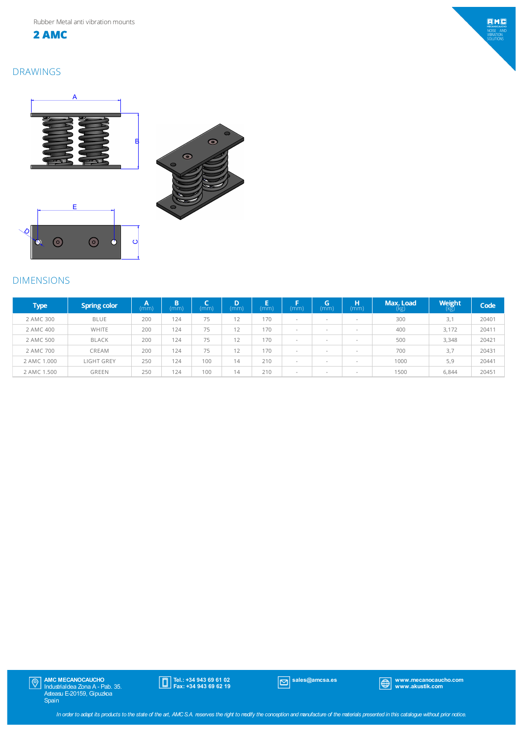Rubber Metal anti vibration mounts

# 2 AMC

## DRAWINGS

## DIMENSIONS

| Type | Spring color | A (mm) | B (mm) | C (mm) | D (mm) | E (mm) | F (mm) | G (mm) | H (mm) | Max. Load (kg) | Weight (kg) | Code |
|---|---|---|---|---|---|---|---|---|---|---|---|---|
| 2 AMC 300 | BLUE | 200 | 124 | 75 | 12 | 170 | - | - | - | 300 | 3,1 | 20401 |
| 2 AMC 400 | WHITE | 200 | 124 | 75 | 12 | 170 | - | - | - | 400 | 3,172 | 20411 |
| 2 AMC 500 | BLACK | 200 | 124 | 75 | 12 | 170 | - | - | - | 500 | 3,348 | 20421 |
| 2 AMC 700 | CREAM | 200 | 124 | 75 | 12 | 170 | - | - | - | 700 | 3,7 | 20431 |
| 2 AMC 1.000 | LIGHT GREY | 250 | 124 | 100 | 14 | 210 | - | - | - | 1000 | 5,9 | 20441 |
| 2 AMC 1.500 | GREEN | 250 | 124 | 100 | 14 | 210 | - | - | - | 1500 | 6,844 | 20451 |

**AMC MECANOCAUCHO**
Industrialdea Zona A - Pab. 35.
Asteasu E-20159, Gipuzkoa
Spain

**Tel.: +34 943 69 61 02**
**Fax: +34 943 69 62 19**

**sales@amcsa.es**

**www.mecanocaucho.com**
**www.akustik.com**

*In order to adapt its products to the state of the art, AMC S.A. reserves the right to modify the conception and manufacture of the materials presented in this catalogue without prior notice.*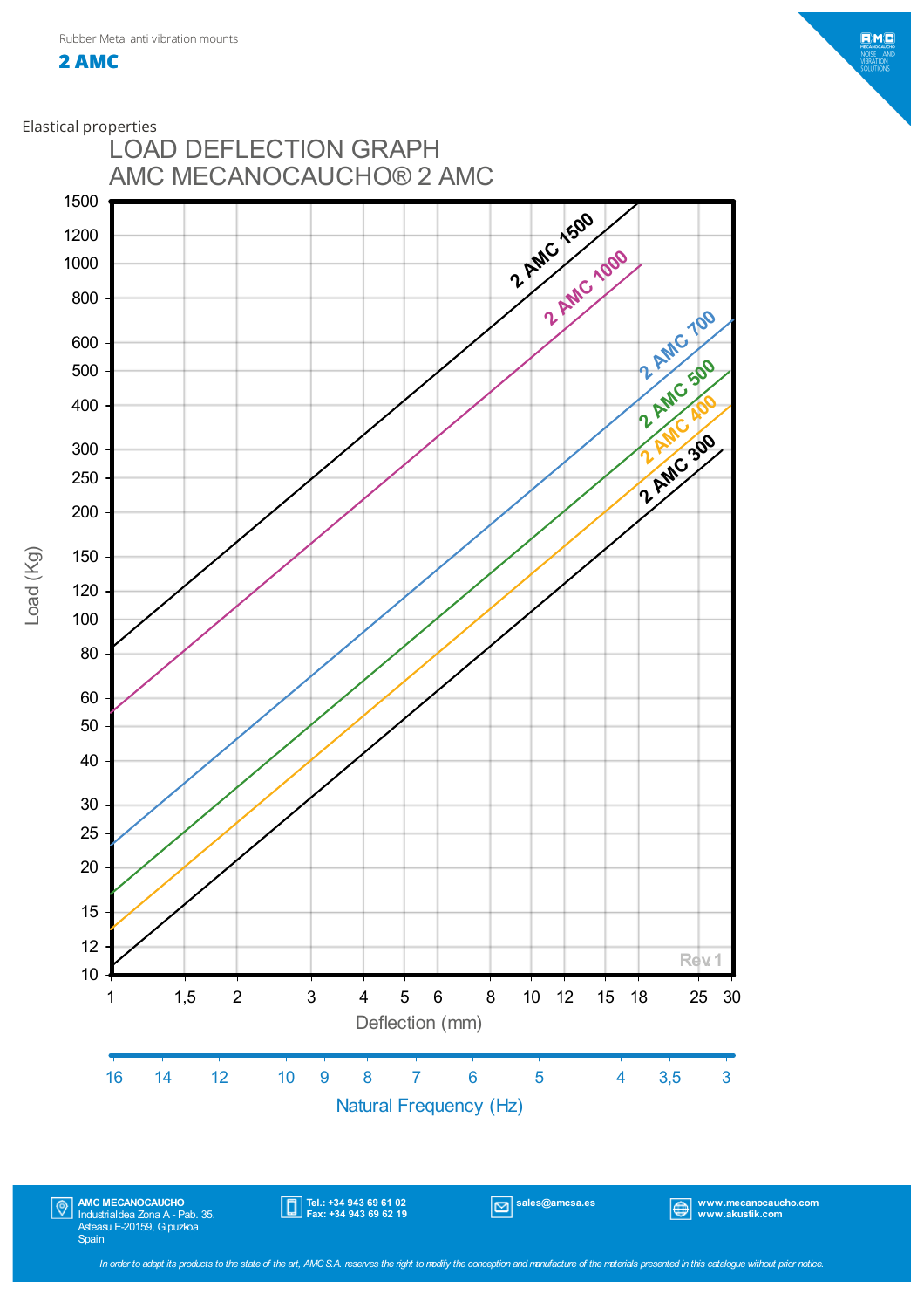Rubber Metal anti vibration mounts

**2 AMC**

Elastical properties

## LOAD DEFLECTION GRAPH
## AMC MECANOCAUCHO® 2 AMC

2 AMC 1500
2 AMC 1000
2 AMC 700
2 AMC 500
2 AMC 400
2 AMC 300

Load (Kg)

1500
1200
1000
800
600
500
400
300
250
200
150
120
100
80
60
50
40
30
25
20
15
12
10

Rev 1

1 1,5 2 3 4 5 6 8 10 12 15 18 25 30

Deflection (mm)

16 14 12 10 9 8 7 6 5 4 3,5 3

Natural Frequency (Hz)

AMC MECANOCAUCHO
Industrialdea Zona A - Pab. 35.
Asteasu E-20159, Gipuzkoa
Spain

Tel.: +34 943 69 61 02
Fax: +34 943 69 62 19

sales@amcsa.es

www.mecanocaucho.com
www.akustik.com

*In order to adapt its products to the state of the art, AMC S.A. reserves the right to modify the conception and manufacture of the materials presented in this catalogue without prior notice.*